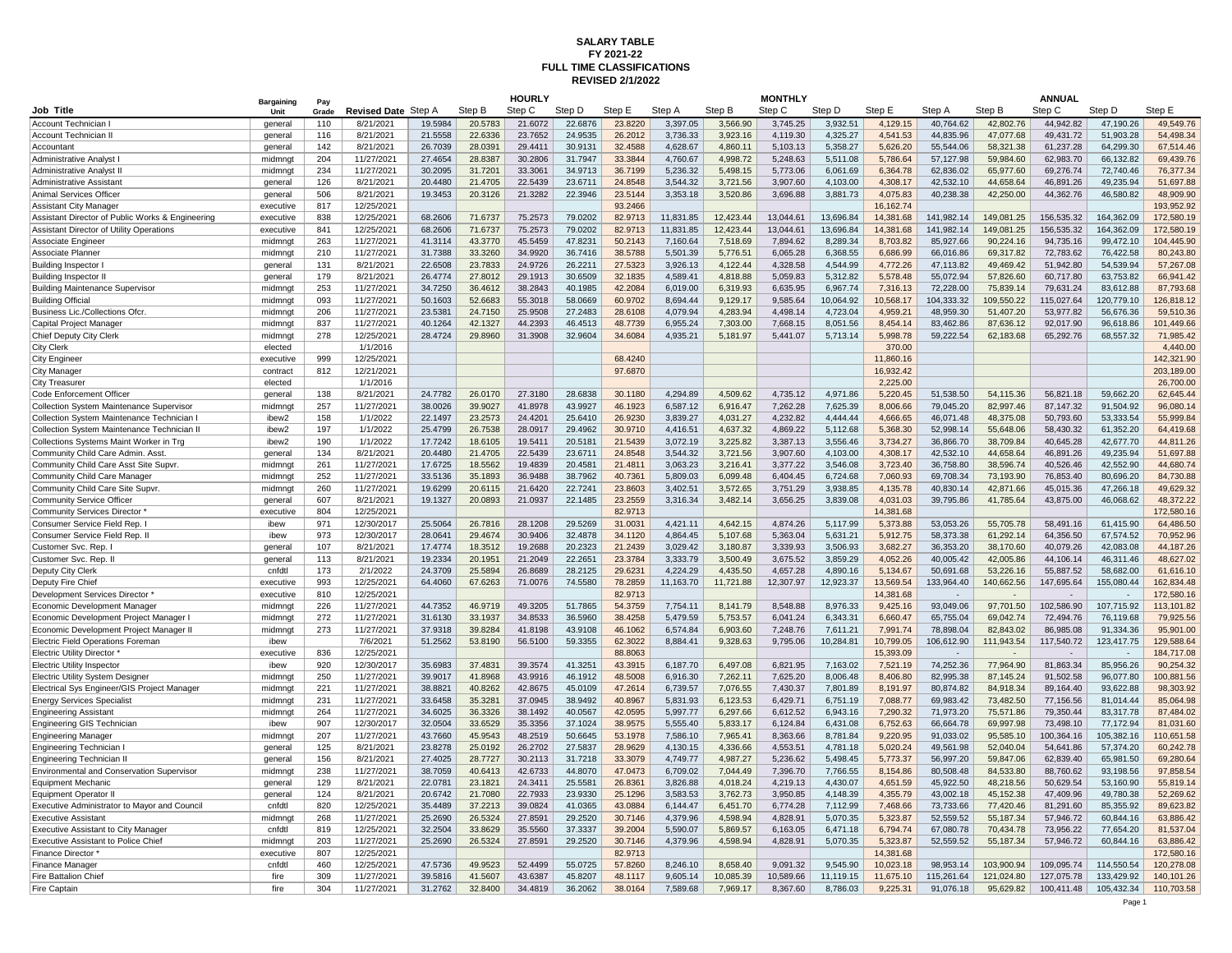**SALARY TABLE**
**FY 2021-22**
**FULL TIME CLASSIFICATIONS**
**REVISED 2/1/2022**

| Job Title | Bargaining Unit | Pay Grade | Revised Date | HOURLY Step A | Step B | Step C | Step D | Step E | MONTHLY Step A | Step B | Step C | Step D | Step E | ANNUAL Step A | Step B | Step C | Step D | Step E |
|---|---|---|---|---|---|---|---|---|---|---|---|---|---|---|---|---|---|---|
| Account Technician I | general | 110 | 8/21/2021 | 19.5984 | 20.5783 | 21.6072 | 22.6876 | 23.8220 | 3,397.05 | 3,566.90 | 3,745.25 | 3,932.51 | 4,129.15 | 40,764.62 | 42,802.76 | 44,942.82 | 47,190.26 | 49,549.76 |
| Account Technician II | general | 116 | 8/21/2021 | 21.5558 | 22.6336 | 23.7652 | 24.9535 | 26.2012 | 3,736.33 | 3,923.16 | 4,119.30 | 4,325.27 | 4,541.53 | 44,835.96 | 47,077.68 | 49,431.72 | 51,903.28 | 54,498.34 |
| Accountant | general | 142 | 8/21/2021 | 26.7039 | 28.0391 | 29.4411 | 30.9131 | 32.4588 | 4,628.67 | 4,860.11 | 5,103.13 | 5,358.27 | 5,626.20 | 55,544.06 | 58,321.38 | 61,237.28 | 64,299.30 | 67,514.46 |
| Administrative Analyst I | midmngt | 204 | 11/27/2021 | 27.4654 | 28.8387 | 30.2806 | 31.7947 | 33.3844 | 4,760.67 | 4,998.72 | 5,248.63 | 5,511.08 | 5,786.64 | 57,127.98 | 59,984.60 | 62,983.70 | 66,132.82 | 69,439.76 |
| Administrative Analyst II | midmngt | 234 | 11/27/2021 | 30.2095 | 31.7201 | 33.3061 | 34.9713 | 36.7199 | 5,236.32 | 5,498.15 | 5,773.06 | 6,061.69 | 6,364.78 | 62,836.02 | 65,977.60 | 69,276.74 | 72,740.46 | 76,377.34 |
| Administrative Assistant | general | 126 | 8/21/2021 | 20.4480 | 21.4705 | 22.5439 | 23.6711 | 24.8548 | 3,544.32 | 3,721.56 | 3,907.60 | 4,103.00 | 4,308.17 | 42,532.10 | 44,658.64 | 46,891.26 | 49,235.94 | 51,697.88 |
| Animal Services Officer | general | 506 | 8/21/2021 | 19.3453 | 20.3126 | 21.3282 | 22.3946 | 23.5144 | 3,353.18 | 3,520.86 | 3,696.88 | 3,881.73 | 4,075.83 | 40,238.38 | 42,250.00 | 44,362.76 | 46,580.82 | 48,909.90 |
| Assistant City Manager | executive | 817 | 12/25/2021 | | | | | 93.2466 | | | | | 16,162.74 | | | | | 193,952.92 |
| Assistant Director of Public Works & Engineering | executive | 838 | 12/25/2021 | 68.2606 | 71.6737 | 75.2573 | 79.0202 | 82.9713 | 11,831.85 | 12,423.44 | 13,044.61 | 13,696.84 | 14,381.68 | 141,982.14 | 149,081.25 | 156,535.32 | 164,362.09 | 172,580.19 |
| Assistant Director of Utility Operations | executive | 841 | 12/25/2021 | 68.2606 | 71.6737 | 75.2573 | 79.0202 | 82.9713 | 11,831.85 | 12,423.44 | 13,044.61 | 13,696.84 | 14,381.68 | 141,982.14 | 149,081.25 | 156,535.32 | 164,362.09 | 172,580.19 |
| Associate Engineer | midmngt | 263 | 11/27/2021 | 41.3114 | 43.3770 | 45.5459 | 47.8231 | 50.2143 | 7,160.64 | 7,518.69 | 7,894.62 | 8,289.34 | 8,703.82 | 85,927.66 | 90,224.16 | 94,735.16 | 99,472.10 | 104,445.90 |
| Associate Planner | midmngt | 210 | 11/27/2021 | 31.7388 | 33.3260 | 34.9920 | 36.7416 | 38.5788 | 5,501.39 | 5,776.51 | 6,065.28 | 6,368.55 | 6,686.99 | 66,016.86 | 69,317.82 | 72,783.62 | 76,422.58 | 80,243.80 |
| Building Inspector I | general | 131 | 8/21/2021 | 22.6508 | 23.7833 | 24.9726 | 26.2211 | 27.5323 | 3,926.13 | 4,122.44 | 4,328.58 | 4,544.99 | 4,772.26 | 47,113.82 | 49,469.42 | 51,942.80 | 54,539.94 | 57,267.08 |
| Building Inspector II | general | 179 | 8/21/2021 | 26.4774 | 27.8012 | 29.1913 | 30.6509 | 32.1835 | 4,589.41 | 4,818.88 | 5,059.83 | 5,312.82 | 5,578.48 | 55,072.94 | 57,826.60 | 60,717.80 | 63,753.82 | 66,941.42 |
| Building Maintenance Supervisor | midmngt | 253 | 11/27/2021 | 34.7250 | 36.4612 | 38.2843 | 40.1985 | 42.2084 | 6,019.00 | 6,319.93 | 6,635.95 | 6,967.74 | 7,316.13 | 72,228.00 | 75,839.14 | 79,631.24 | 83,612.88 | 87,793.68 |
| Building Official | midmngt | 093 | 11/27/2021 | 50.1603 | 52.6683 | 55.3018 | 58.0669 | 60.9702 | 8,694.44 | 9,129.17 | 9,585.64 | 10,064.92 | 10,568.17 | 104,333.32 | 109,550.22 | 115,027.64 | 120,779.10 | 126,818.12 |
| Business Lic./Collections Ofcr. | midmngt | 206 | 11/27/2021 | 23.5381 | 24.7150 | 25.9508 | 27.2483 | 28.6108 | 4,079.94 | 4,283.94 | 4,498.14 | 4,723.04 | 4,959.21 | 48,959.30 | 51,407.20 | 53,977.82 | 56,676.36 | 59,510.36 |
| Capital Project Manager | midmngt | 837 | 11/27/2021 | 40.1264 | 42.1327 | 44.2393 | 46.4513 | 48.7739 | 6,955.24 | 7,303.00 | 7,668.15 | 8,051.56 | 8,454.14 | 83,462.86 | 87,636.12 | 92,017.90 | 96,618.86 | 101,449.66 |
| Chief Deputy City Clerk | midmngt | 278 | 12/25/2021 | 28.4724 | 29.8960 | 31.3908 | 32.9604 | 34.6084 | 4,935.21 | 5,181.97 | 5,441.07 | 5,713.14 | 5,998.78 | 59,222.54 | 62,183.68 | 65,292.76 | 68,557.32 | 71,985.42 |
| City Clerk | elected | | 1/1/2016 | | | | | | | | | | 370.00 | | | | | 4,440.00 |
| City Engineer | executive | 999 | 12/25/2021 | | | | | 68.4240 | | | | | 11,860.16 | | | | | 142,321.90 |
| City Manager | contract | 812 | 12/21/2021 | | | | | 97.6870 | | | | | 16,932.42 | | | | | 203,189.00 |
| City Treasurer | elected | | 1/1/2016 | | | | | | | | | | 2,225.00 | | | | | 26,700.00 |
| Code Enforcement Officer | general | 138 | 8/21/2021 | 24.7782 | 26.0170 | 27.3180 | 28.6838 | 30.1180 | 4,294.89 | 4,509.62 | 4,735.12 | 4,971.86 | 5,220.45 | 51,538.50 | 54,115.36 | 56,821.18 | 59,662.20 | 62,645.44 |
| Collection System Maintenance Supervisor | midmngt | 257 | 11/27/2021 | 38.0026 | 39.9027 | 41.8978 | 43.9927 | 46.1923 | 6,587.12 | 6,916.47 | 7,262.28 | 7,625.39 | 8,006.66 | 79,045.20 | 82,997.46 | 87,147.32 | 91,504.92 | 96,080.14 |
| Collection System Maintenance Technician I | ibew2 | 158 | 1/1/2022 | 22.1497 | 23.2573 | 24.4201 | 25.6410 | 26.9230 | 3,839.27 | 4,031.27 | 4,232.82 | 4,444.44 | 4,666.65 | 46,071.48 | 48,375.08 | 50,793.60 | 53,333.54 | 55,999.84 |
| Collection System Maintenance Technician II | ibew2 | 197 | 1/1/2022 | 25.4799 | 26.7538 | 28.0917 | 29.4962 | 30.9710 | 4,416.51 | 4,637.32 | 4,869.22 | 5,112.68 | 5,368.30 | 52,998.14 | 55,648.06 | 58,430.32 | 61,352.20 | 64,419.68 |
| Collections Systems Maint Worker in Trg | ibew2 | 190 | 1/1/2022 | 17.7242 | 18.6105 | 19.5411 | 20.5181 | 21.5439 | 3,072.19 | 3,225.82 | 3,387.13 | 3,556.46 | 3,734.27 | 36,866.70 | 38,709.84 | 40,645.28 | 42,677.70 | 44,811.26 |
| Community Child Care Admin. Asst. | general | 134 | 8/21/2021 | 20.4480 | 21.4705 | 22.5439 | 23.6711 | 24.8548 | 3,544.32 | 3,721.56 | 3,907.60 | 4,103.00 | 4,308.17 | 42,532.10 | 44,658.64 | 46,891.26 | 49,235.94 | 51,697.88 |
| Community Child Care Asst Site Supvr. | midmngt | 261 | 11/27/2021 | 17.6725 | 18.5562 | 19.4839 | 20.4581 | 21.4811 | 3,063.23 | 3,216.41 | 3,377.22 | 3,546.08 | 3,723.40 | 36,758.80 | 38,596.74 | 40,526.46 | 42,552.90 | 44,680.74 |
| Community Child Care Manager | midmngt | 252 | 11/27/2021 | 33.5136 | 35.1893 | 36.9488 | 38.7962 | 40.7361 | 5,809.03 | 6,099.48 | 6,404.45 | 6,724.68 | 7,060.93 | 69,708.34 | 73,193.90 | 76,853.40 | 80,696.20 | 84,730.88 |
| Community Child Care Site Supvr. | midmngt | 260 | 11/27/2021 | 19.6299 | 20.6115 | 21.6420 | 22.7241 | 23.8603 | 3,402.51 | 3,572.65 | 3,751.29 | 3,938.85 | 4,135.78 | 40,830.14 | 42,871.66 | 45,015.36 | 47,266.18 | 49,629.32 |
| Community Service Officer | general | 607 | 8/21/2021 | 19.1327 | 20.0893 | 21.0937 | 22.1485 | 23.2559 | 3,316.34 | 3,482.14 | 3,656.25 | 3,839.08 | 4,031.03 | 39,795.86 | 41,785.64 | 43,875.00 | 46,068.62 | 48,372.22 |
| Community Services Director * | executive | 804 | 12/25/2021 | | | | | 82.9713 | | | | | 14,381.68 | | | | | 172,580.16 |
| Consumer Service Field Rep. I | ibew | 971 | 12/30/2017 | 25.5064 | 26.7816 | 28.1208 | 29.5269 | 31.0031 | 4,421.11 | 4,642.15 | 4,874.26 | 5,117.99 | 5,373.88 | 53,053.26 | 55,705.78 | 58,491.16 | 61,415.90 | 64,486.50 |
| Consumer Service Field Rep. II | ibew | 973 | 12/30/2017 | 28.0641 | 29.4674 | 30.9406 | 32.4878 | 34.1120 | 4,864.45 | 5,107.68 | 5,363.04 | 5,631.21 | 5,912.75 | 58,373.38 | 61,292.14 | 64,356.50 | 67,574.52 | 70,952.96 |
| Customer Svc. Rep. I | general | 107 | 8/21/2021 | 17.4774 | 18.3512 | 19.2688 | 20.2323 | 21.2439 | 3,029.42 | 3,180.87 | 3,339.93 | 3,506.93 | 3,682.27 | 36,353.20 | 38,170.60 | 40,079.26 | 42,083.08 | 44,187.26 |
| Customer Svc. Rep. II | general | 113 | 8/21/2021 | 19.2334 | 20.1951 | 21.2049 | 22.2651 | 23.3784 | 3,333.79 | 3,500.49 | 3,675.52 | 3,859.29 | 4,052.26 | 40,005.42 | 42,005.86 | 44,106.14 | 46,311.46 | 48,627.02 |
| Deputy City Clerk | cnfdtl | 173 | 2/1/2022 | 24.3709 | 25.5894 | 26.8689 | 28.2125 | 29.6231 | 4,224.29 | 4,435.50 | 4,657.28 | 4,890.16 | 5,134.67 | 50,691.68 | 53,226.16 | 55,887.52 | 58,682.00 | 61,616.10 |
| Deputy Fire Chief | executive | 993 | 12/25/2021 | 64.4060 | 67.6263 | 71.0076 | 74.5580 | 78.2859 | 11,163.70 | 11,721.88 | 12,307.97 | 12,923.37 | 13,569.54 | 133,964.40 | 140,662.56 | 147,695.64 | 155,080.44 | 162,834.48 |
| Development Services Director * | executive | 810 | 12/25/2021 | | | | | 82.9713 | | | | | 14,381.68 | - | - | - | - | 172,580.16 |
| Economic Development Manager | midmngt | 226 | 11/27/2021 | 44.7352 | 46.9719 | 49.3205 | 51.7865 | 54.3759 | 7,754.11 | 8,141.79 | 8,548.88 | 8,976.33 | 9,425.16 | 93,049.06 | 97,701.50 | 102,586.90 | 107,715.92 | 113,101.82 |
| Economic Development Project Manager I | midmngt | 272 | 11/27/2021 | 31.6130 | 33.1937 | 34.8533 | 36.5960 | 38.4258 | 5,479.59 | 5,753.57 | 6,041.24 | 6,343.31 | 6,660.47 | 65,755.04 | 69,042.74 | 72,494.76 | 76,119.68 | 79,925.56 |
| Economic Development Project Manager II | midmngt | 273 | 11/27/2021 | 37.9318 | 39.8284 | 41.8198 | 43.9108 | 46.1062 | 6,574.84 | 6,903.60 | 7,248.76 | 7,611.21 | 7,991.74 | 78,898.04 | 82,843.02 | 86,985.08 | 91,334.36 | 95,901.00 |
| Electric Field Operations Foreman | ibew | | 7/6/2021 | 51.2562 | 53.8190 | 56.5100 | 59.3355 | 62.3022 | 8,884.41 | 9,328.63 | 9,795.06 | 10,284.81 | 10,799.05 | 106,612.90 | 111,943.54 | 117,540.72 | 123,417.75 | 129,588.64 |
| Electric Utility Director * | executive | 836 | 12/25/2021 | | | | | 88.8063 | | | | | 15,393.09 | - | - | - | - | 184,717.08 |
| Electric Utility Inspector | ibew | 920 | 12/30/2017 | 35.6983 | 37.4831 | 39.3574 | 41.3251 | 43.3915 | 6,187.70 | 6,497.08 | 6,821.95 | 7,163.02 | 7,521.19 | 74,252.36 | 77,964.90 | 81,863.34 | 85,956.26 | 90,254.32 |
| Electric Utility System Designer | midmngt | 250 | 11/27/2021 | 39.9017 | 41.8968 | 43.9916 | 46.1912 | 48.5008 | 6,916.30 | 7,262.11 | 7,625.20 | 8,006.48 | 8,406.80 | 82,995.38 | 87,145.24 | 91,502.58 | 96,077.80 | 100,881.56 |
| Electrical Sys Engineer/GIS Project Manager | midmngt | 221 | 11/27/2021 | 38.8821 | 40.8262 | 42.8675 | 45.0109 | 47.2614 | 6,739.57 | 7,076.55 | 7,430.37 | 7,801.89 | 8,191.97 | 80,874.82 | 84,918.34 | 89,164.40 | 93,622.88 | 98,303.92 |
| Energy Services Specialist | midmngt | 231 | 11/27/2021 | 33.6458 | 35.3281 | 37.0945 | 38.9492 | 40.8967 | 5,831.93 | 6,123.53 | 6,429.71 | 6,751.19 | 7,088.77 | 69,983.42 | 73,482.50 | 77,156.56 | 81,014.44 | 85,064.98 |
| Engineering Assistant | midmngt | 264 | 11/27/2021 | 34.6025 | 36.3326 | 38.1492 | 40.0567 | 42.0595 | 5,997.77 | 6,297.66 | 6,612.52 | 6,943.16 | 7,290.32 | 71,973.20 | 75,571.86 | 79,350.44 | 83,317.78 | 87,484.02 |
| Engineering GIS Technician | ibew | 907 | 12/30/2017 | 32.0504 | 33.6529 | 35.3356 | 37.1024 | 38.9575 | 5,555.40 | 5,833.17 | 6,124.84 | 6,431.08 | 6,752.63 | 66,664.78 | 69,997.98 | 73,498.10 | 77,172.94 | 81,031.60 |
| Engineering Manager | midmngt | 207 | 11/27/2021 | 43.7660 | 45.9543 | 48.2519 | 50.6645 | 53.1978 | 7,586.10 | 7,965.41 | 8,363.66 | 8,781.84 | 9,220.95 | 91,033.02 | 95,585.10 | 100,364.16 | 105,382.16 | 110,651.58 |
| Engineering Technician I | general | 125 | 8/21/2021 | 23.8278 | 25.0192 | 26.2702 | 27.5837 | 28.9629 | 4,130.15 | 4,336.66 | 4,553.51 | 4,781.18 | 5,020.24 | 49,561.98 | 52,040.04 | 54,641.86 | 57,374.20 | 60,242.78 |
| Engineering Technician II | general | 156 | 8/21/2021 | 27.4025 | 28.7727 | 30.2113 | 31.7218 | 33.3079 | 4,749.77 | 4,987.27 | 5,236.62 | 5,498.45 | 5,773.37 | 56,997.20 | 59,847.06 | 62,839.40 | 65,981.50 | 69,280.64 |
| Environmental and Conservation Supervisor | midmngt | 238 | 11/27/2021 | 38.7059 | 40.6413 | 42.6733 | 44.8070 | 47.0473 | 6,709.02 | 7,044.49 | 7,396.70 | 7,766.55 | 8,154.86 | 80,508.48 | 84,533.80 | 88,760.62 | 93,198.56 | 97,858.54 |
| Equipment Mechanic | general | 129 | 8/21/2021 | 22.0781 | 23.1821 | 24.3411 | 25.5581 | 26.8361 | 3,826.88 | 4,018.24 | 4,219.13 | 4,430.07 | 4,651.59 | 45,922.50 | 48,218.56 | 50,629.54 | 53,160.90 | 55,819.14 |
| Equipment Operator II | general | 124 | 8/21/2021 | 20.6742 | 21.7080 | 22.7933 | 23.9330 | 25.1296 | 3,583.53 | 3,762.73 | 3,950.85 | 4,148.39 | 4,355.79 | 43,002.18 | 45,152.38 | 47,409.96 | 49,780.38 | 52,269.62 |
| Executive Administrator to Mayor and Council | cnfdtl | 820 | 12/25/2021 | 35.4489 | 37.2213 | 39.0824 | 41.0365 | 43.0884 | 6,144.47 | 6,451.70 | 6,774.28 | 7,112.99 | 7,468.66 | 73,733.66 | 77,420.46 | 81,291.60 | 85,355.92 | 89,623.82 |
| Executive Assistant | midmngt | 268 | 11/27/2021 | 25.2690 | 26.5324 | 27.8591 | 29.2520 | 30.7146 | 4,379.96 | 4,598.94 | 4,828.91 | 5,070.35 | 5,323.87 | 52,559.52 | 55,187.34 | 57,946.72 | 60,844.16 | 63,886.42 |
| Executive Assistant to City Manager | cnfdtl | 819 | 12/25/2021 | 32.2504 | 33.8629 | 35.5560 | 37.3337 | 39.2004 | 5,590.07 | 5,869.57 | 6,163.05 | 6,471.18 | 6,794.74 | 67,080.78 | 70,434.78 | 73,956.22 | 77,654.20 | 81,537.04 |
| Executive Assistant to Police Chief | midmngt | 203 | 11/27/2021 | 25.2690 | 26.5324 | 27.8591 | 29.2520 | 30.7146 | 4,379.96 | 4,598.94 | 4,828.91 | 5,070.35 | 5,323.87 | 52,559.52 | 55,187.34 | 57,946.72 | 60,844.16 | 63,886.42 |
| Finance Director * | executive | 807 | 12/25/2021 | | | | | 82.9713 | | | | | 14,381.68 | | | | | 172,580.16 |
| Finance Manager | cnfdtl | 460 | 12/25/2021 | 47.5736 | 49.9523 | 52.4499 | 55.0725 | 57.8260 | 8,246.10 | 8,658.40 | 9,091.32 | 9,545.90 | 10,023.18 | 98,953.14 | 103,900.94 | 109,095.74 | 114,550.54 | 120,278.08 |
| Fire Battalion Chief | fire | 309 | 11/27/2021 | 39.5816 | 41.5607 | 43.6387 | 45.8207 | 48.1117 | 9,605.14 | 10,085.39 | 10,589.66 | 11,119.15 | 11,675.10 | 115,261.64 | 121,024.80 | 127,075.78 | 133,429.92 | 140,101.26 |
| Fire Captain | fire | 304 | 11/27/2021 | 31.2762 | 32.8400 | 34.4819 | 36.2062 | 38.0164 | 7,589.68 | 7,969.17 | 8,367.60 | 8,786.03 | 9,225.31 | 91,076.18 | 95,629.82 | 100,411.48 | 105,432.34 | 110,703.58 |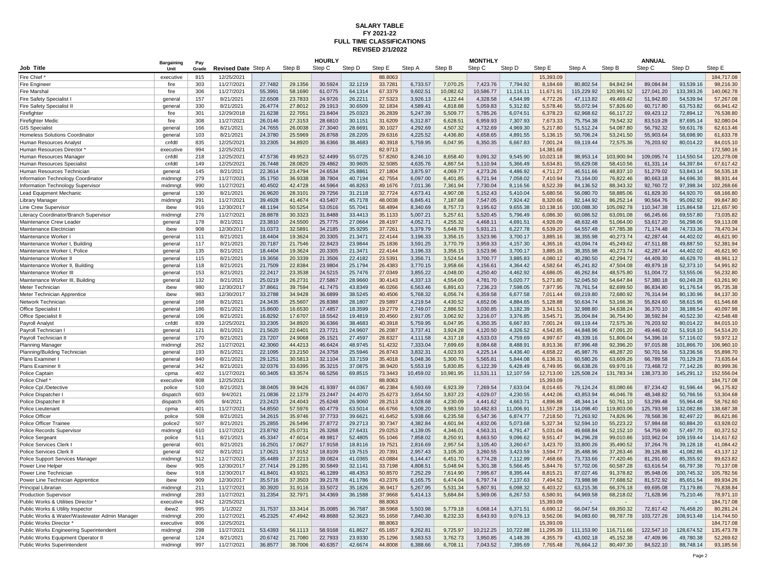**SALARY TABLE**
**FY 2021-22**
**FULL TIME CLASSIFICATIONS**
**REVISED 2/1/2022**

| Job Title | Bargaining Unit | Pay Grade | Revised Date | HOURLY Step A | Step B | Step C | Step D | Step E | MONTHLY Step A | Step B | Step C | Step D | Step E | ANNUAL Step A | Step B | Step C | Step D | Step E |
|---|---|---|---|---|---|---|---|---|---|---|---|---|---|---|---|---|---|---|
| Fire Chief * | executive | 815 | 12/25/2021 | | | | | 88.8063 | | | | | 15,393.09 | | | | | 184,717.08 |
| Fire Engineer | fire | 303 | 11/27/2021 | 27.7482 | 29.1356 | 30.5924 | 32.1219 | 33.7281 | 6,733.57 | 7,070.25 | 7,423.76 | 7,794.92 | 8,184.69 | 80,802.54 | 84,842.94 | 89,084.84 | 93,539.16 | 98,216.30 |
| Fire Marshal | fire | 306 | 11/27/2021 | 55.3991 | 58.1690 | 61.0775 | 64.1314 | 67.3379 | 9,602.51 | 10,082.62 | 10,586.77 | 11,116.11 | 11,671.91 | 115,229.92 | 120,991.52 | 127,041.20 | 133,393.26 | 140,062.78 |
| Fire Safety Specialist I | general | 157 | 8/21/2021 | 22.6508 | 23.7833 | 24.9726 | 26.2211 | 27.5323 | 3,926.13 | 4,122.44 | 4,328.58 | 4,544.99 | 4,772.26 | 47,113.82 | 49,469.42 | 51,942.80 | 54,539.94 | 57,267.08 |
| Fire Safety Specialist II | general | 330 | 8/21/2021 | 26.4774 | 27.8012 | 29.1913 | 30.6509 | 32.1834 | 4,589.41 | 4,818.88 | 5,059.83 | 5,312.82 | 5,578.46 | 55,072.94 | 57,826.60 | 60,717.80 | 63,753.82 | 66,941.42 |
| Firefighter | fire | 301 | 12/29/2018 | 21.6238 | 22.7051 | 23.8404 | 25.0323 | 26.2839 | 5,247.39 | 5,509.77 | 5,785.26 | 6,074.51 | 6,378.23 | 62,968.62 | 66,117.22 | 69,423.12 | 72,894.12 | 76,538.80 |
| Firefighter Medic | fire | 308 | 11/27/2021 | 26.0146 | 27.3153 | 28.6810 | 30.1151 | 31.6209 | 6,312.87 | 6,628.51 | 6,959.93 | 7,307.93 | 7,673.33 | 75,754.38 | 79,542.32 | 83,519.28 | 87,695.14 | 92,080.04 |
| GIS Specialist | general | 166 | 8/21/2021 | 24.7655 | 26.0038 | 27.3040 | 28.6691 | 30.1027 | 4,292.69 | 4,507.32 | 4,732.69 | 4,969.30 | 5,217.80 | 51,512.24 | 54,087.80 | 56,792.32 | 59,631.78 | 62,613.46 |
| Homeless Solutions Coordinator | general | 103 | 8/21/2021 | 24.3780 | 25.5969 | 26.8768 | 28.2205 | 29.6316 | 4,225.52 | 4,436.80 | 4,658.65 | 4,891.55 | 5,136.15 | 50,706.24 | 53,241.50 | 55,903.64 | 58,698.90 | 61,633.78 |
| Human Resources Analyst | cnfdtl | 835 | 12/25/2021 | 33.2305 | 34.8920 | 36.6366 | 38.4683 | 40.3918 | 5,759.95 | 6,047.95 | 6,350.35 | 6,667.83 | 7,001.24 | 69,119.44 | 72,575.36 | 76,203.92 | 80,014.22 | 84,015.10 |
| Human Resources Director * | executive | 994 | 12/25/2021 | | | | | 82.9713 | | | | | 14,381.68 | | | | | 172,580.16 |
| Human Resources Manager | cnfdtl | 218 | 12/25/2021 | 47.5736 | 49.9523 | 52.4499 | 55.0725 | 57.8260 | 8,246.10 | 8,658.40 | 9,091.32 | 9,545.90 | 10,023.18 | 98,953.14 | 103,900.94 | 109,095.74 | 114,550.54 | 120,278.08 |
| Human Resources Specialist | cnfdtl | 149 | 12/25/2021 | 26.7448 | 28.0820 | 29.4862 | 30.9605 | 32.5085 | 4,635.76 | 4,867.54 | 5,110.94 | 5,366.49 | 5,634.81 | 55,629.08 | 58,410.56 | 61,331.14 | 64,397.84 | 67,617.42 |
| Human Resources Technician | general | 145 | 8/21/2021 | 22.3614 | 23.4794 | 24.6534 | 25.8861 | 27.1804 | 3,875.97 | 4,069.77 | 4,273.26 | 4,486.92 | 4,711.27 | 46,511.66 | 48,837.10 | 51,279.02 | 53,843.14 | 56,535.18 |
| Information Technology Coordinator | midmngt | 279 | 11/27/2021 | 35.1750 | 36.9338 | 38.7804 | 40.7194 | 42.7554 | 6,097.00 | 6,401.85 | 6,721.94 | 7,058.02 | 7,410.94 | 73,164.00 | 76,822.46 | 80,663.18 | 84,696.30 | 88,931.44 |
| Information Technology Supervisor | midmngt | 990 | 11/27/2021 | 40.4502 | 42.4728 | 44.5964 | 46.8263 | 49.1676 | 7,011.36 | 7,361.94 | 7,730.04 | 8,116.56 | 8,522.39 | 84,136.52 | 88,343.32 | 92,760.72 | 97,398.34 | 102,268.66 |
| Lead Equipment Mechanic | general | 130 | 8/21/2021 | 26.9620 | 28.3101 | 29.7256 | 31.2118 | 32.7724 | 4,673.41 | 4,907.08 | 5,152.43 | 5,410.04 | 5,680.56 | 56,080.70 | 58,885.06 | 61,829.30 | 64,920.70 | 68,166.80 |
| Library Manager | midmngt | 291 | 11/27/2021 | 39.4928 | 41.4674 | 43.5407 | 45.7178 | 48.0038 | 6,845.41 | 7,187.68 | 7,547.05 | 7,924.42 | 8,320.66 | 82,144.92 | 86,252.14 | 90,564.76 | 95,092.92 | 99,847.80 |
| Line Crew Supervisor | ibew | 916 | 12/30/2017 | 48.1194 | 50.5254 | 53.0516 | 55.7041 | 58.4894 | 8,340.69 | 8,757.73 | 9,195.62 | 9,655.38 | 10,138.16 | 100,088.30 | 105,092.78 | 110,347.38 | 115,864.58 | 121,657.90 |
| Literacy Coordinator/Branch Supervisor | midmngt | 276 | 11/27/2021 | 28.8878 | 30.3323 | 31.8488 | 33.4413 | 35.1133 | 5,007.21 | 5,257.61 | 5,520.45 | 5,796.49 | 6,086.30 | 60,086.52 | 63,091.08 | 66,245.66 | 69,557.80 | 73,035.82 |
| Maintenance Crew Leader | general | 178 | 8/21/2021 | 23.3810 | 24.5500 | 25.7775 | 27.0664 | 28.4197 | 4,052.71 | 4,255.32 | 4,468.11 | 4,691.51 | 4,926.09 | 48,632.48 | 51,064.00 | 53,617.20 | 56,298.06 | 59,113.08 |
| Maintenance Electrician | ibew | 908 | 12/30/2017 | 31.0373 | 32.5891 | 34.2185 | 35.9295 | 37.7261 | 5,379.79 | 5,648.78 | 5,931.21 | 6,227.78 | 6,539.20 | 64,557.48 | 67,785.38 | 71,174.48 | 74,733.36 | 78,470.34 |
| Maintenance Worker I | general | 111 | 8/21/2021 | 18.4404 | 19.3624 | 20.3305 | 21.3471 | 22.4144 | 3,196.33 | 3,356.15 | 3,523.96 | 3,700.17 | 3,885.16 | 38,355.98 | 40,273.74 | 42,287.44 | 44,402.02 | 46,621.90 |
| Maintenance Worker I, Building | general | 117 | 8/21/2021 | 20.7187 | 21.7546 | 22.8423 | 23.9844 | 25.1836 | 3,591.25 | 3,770.79 | 3,959.33 | 4,157.30 | 4,365.16 | 43,094.74 | 45,249.62 | 47,511.88 | 49,887.50 | 52,381.94 |
| Maintenance Worker I, Police | general | 135 | 8/21/2021 | 18.4404 | 19.3624 | 20.3305 | 21.3471 | 22.4144 | 3,196.33 | 3,356.15 | 3,523.96 | 3,700.17 | 3,885.16 | 38,355.98 | 40,273.74 | 42,287.44 | 44,402.02 | 46,621.90 |
| Maintenance Worker II | general | 115 | 8/21/2021 | 19.3656 | 20.3339 | 21.3506 | 22.4182 | 23.5391 | 3,356.71 | 3,524.54 | 3,700.77 | 3,885.83 | 4,080.12 | 40,280.50 | 42,294.72 | 44,409.30 | 46,629.70 | 48,961.12 |
| Maintenance Worker II, Building | general | 118 | 8/21/2021 | 21.7509 | 22.8384 | 23.9804 | 25.1794 | 26.4383 | 3,770.15 | 3,958.66 | 4,156.61 | 4,364.42 | 4,582.64 | 45,241.82 | 47,504.08 | 49,879.18 | 52,373.10 | 54,991.82 |
| Maintenance Worker III | general | 153 | 8/21/2021 | 22.2417 | 23.3538 | 24.5215 | 25.7476 | 27.0349 | 3,855.22 | 4,048.00 | 4,250.40 | 4,462.92 | 4,686.05 | 46,262.84 | 48,575.80 | 51,004.72 | 53,555.06 | 56,232.80 |
| Maintenance Worker III, Building | general | 132 | 8/21/2021 | 25.0219 | 26.2731 | 27.5867 | 28.9660 | 30.4143 | 4,337.13 | 4,554.00 | 4,781.70 | 5,020.77 | 5,271.80 | 52,045.50 | 54,647.84 | 57,380.18 | 60,249.28 | 63,261.90 |
| Meter Technician | ibew | 980 | 12/30/2017 | 37.8661 | 39.7594 | 41.7475 | 43.8349 | 46.0266 | 6,563.46 | 6,891.63 | 7,236.23 | 7,598.05 | 7,977.95 | 78,761.54 | 82,699.50 | 86,834.80 | 91,176.54 | 95,735.38 |
| Meter Technician Apprentice | ibew | 983 | 12/30/2017 | 33.2788 | 34.9428 | 36.6899 | 38.5245 | 40.4506 | 5,768.32 | 6,056.74 | 6,359.58 | 6,677.58 | 7,011.44 | 69,219.80 | 72,680.92 | 76,314.94 | 80,130.96 | 84,137.30 |
| Network Technician | general | 168 | 8/21/2021 | 24.3435 | 25.5607 | 26.8388 | 28.1807 | 29.5897 | 4,219.54 | 4,430.52 | 4,652.06 | 4,884.65 | 5,128.88 | 50,634.74 | 53,166.36 | 55,824.60 | 58,615.96 | 61,546.68 |
| Office Specialist I | general | 186 | 8/21/2021 | 15.8600 | 16.6530 | 17.4857 | 18.3599 | 19.2779 | 2,749.07 | 2,886.52 | 3,030.85 | 3,182.39 | 3,341.51 | 32,988.80 | 34,638.24 | 36,370.10 | 38,188.54 | 40,097.98 |
| Office Specialist II | general | 106 | 8/21/2021 | 16.8292 | 17.6707 | 18.5542 | 19.4819 | 20.4560 | 2,917.05 | 3,062.92 | 3,216.07 | 3,376.85 | 3,545.71 | 35,004.84 | 36,754.90 | 38,592.84 | 40,522.30 | 42,548.48 |
| Payroll Analyst | cnfdtl | 839 | 12/25/2021 | 33.2305 | 34.8920 | 36.6366 | 38.4683 | 40.3918 | 5,759.95 | 6,047.95 | 6,350.35 | 6,667.83 | 7,001.24 | 69,119.44 | 72,575.36 | 76,203.92 | 80,014.22 | 84,015.10 |
| Payroll Technician I | general | 121 | 8/21/2021 | 21.5620 | 22.6401 | 23.7721 | 24.9607 | 26.2087 | 3,737.41 | 3,924.28 | 4,120.50 | 4,326.52 | 4,542.85 | 44,848.96 | 47,091.20 | 49,446.02 | 51,918.10 | 54,514.20 |
| Payroll Technician II | general | 170 | 8/21/2021 | 23.7207 | 24.9068 | 26.1521 | 27.4597 | 28.8327 | 4,111.58 | 4,317.18 | 4,533.03 | 4,759.69 | 4,997.67 | 49,339.16 | 51,806.04 | 54,396.16 | 57,116.02 | 59,972.12 |
| Planning Manager | midmngt | 262 | 11/27/2021 | 42.3060 | 44.4213 | 46.6424 | 48.9745 | 51.4232 | 7,333.04 | 7,699.69 | 8,084.68 | 8,488.91 | 8,913.36 | 87,996.48 | 92,396.20 | 97,015.88 | 101,866.70 | 106,960.10 |
| Planning/Building Technician | general | 193 | 8/21/2021 | 22.1095 | 23.2150 | 24.3758 | 25.5946 | 26.8743 | 3,832.31 | 4,023.93 | 4,225.14 | 4,436.40 | 4,658.22 | 45,987.76 | 48,287.20 | 50,701.56 | 53,236.56 | 55,898.70 |
| Plans Examiner I | general | 840 | 8/21/2021 | 29.1251 | 30.5813 | 32.1104 | 33.7159 | 35.4018 | 5,048.36 | 5,300.76 | 5,565.81 | 5,844.08 | 6,136.31 | 60,580.26 | 63,609.26 | 66,789.58 | 70,129.28 | 73,635.64 |
| Plans Examiner II | general | 342 | 8/21/2021 | 32.0376 | 33.6395 | 35.3215 | 37.0875 | 38.9420 | 5,553.19 | 5,830.85 | 6,122.39 | 6,428.49 | 6,749.95 | 66,638.26 | 69,970.16 | 73,468.72 | 77,142.26 | 80,999.36 |
| Police Captain | cpma | 402 | 11/27/2021 | 60.3405 | 63.3574 | 66.5256 | 69.8515 | 73.3443 | 10,459.02 | 10,981.95 | 11,531.11 | 12,107.59 | 12,713.00 | 125,508.24 | 131,783.34 | 138,373.30 | 145,291.12 | 152,556.04 |
| Police Chief * | executive | 808 | 12/25/2021 | | | | | 88.8063 | | | | | 15,393.09 | | | | | 184,717.08 |
| Police Cpl./Detective | police | 510 | 8/21/2021 | 38.0405 | 39.9426 | 41.9397 | 44.0367 | 46.2384 | 6,593.69 | 6,923.39 | 7,269.54 | 7,633.04 | 8,014.65 | 79,124.24 | 83,080.66 | 87,234.42 | 91,596.44 | 96,175.82 |
| Police Dispatcher I | dispatch | 603 | 9/4/2021 | 21.0836 | 22.1379 | 23.2447 | 24.4070 | 25.6273 | 3,654.50 | 3,837.23 | 4,029.07 | 4,230.55 | 4,442.06 | 43,853.94 | 46,046.78 | 48,348.82 | 50,766.56 | 53,304.68 |
| Police Dispatcher II | dispatch | 605 | 9/4/2021 | 23.2423 | 24.4043 | 25.6248 | 26.9060 | 28.2513 | 4,028.68 | 4,230.09 | 4,441.62 | 4,663.71 | 4,896.88 | 48,344.14 | 50,761.10 | 53,299.48 | 55,964.48 | 58,762.60 |
| Police Lieutenant | cpma | 401 | 11/27/2021 | 54.8550 | 57.5976 | 60.4779 | 63.5014 | 66.6766 | 9,508.20 | 9,983.59 | 10,482.83 | 11,006.91 | 11,557.28 | 114,098.40 | 119,803.06 | 125,793.98 | 132,082.86 | 138,687.38 |
| Police Officer | police | 508 | 8/21/2021 | 34.2615 | 35.9746 | 37.7733 | 39.6621 | 41.6452 | 5,938.66 | 6,235.58 | 6,547.36 | 6,874.77 | 7,218.50 | 71,263.92 | 74,826.96 | 78,568.36 | 82,497.22 | 86,621.86 |
| Police Officer Trainee | police2 | 507 | 8/21/2021 | 25.2855 | 26.5496 | 27.8772 | 29.2713 | 30.7347 | 4,382.84 | 4,601.94 | 4,832.06 | 5,073.68 | 5,327.34 | 52,594.10 | 55,223.22 | 57,984.68 | 60,884.20 | 63,928.02 |
| Police Records Supervisor | midmngt | 610 | 11/27/2021 | 23.8792 | 25.0731 | 26.3268 | 27.6431 | 29.0253 | 4,139.05 | 4,346.01 | 4,563.31 | 4,791.47 | 5,031.04 | 49,668.84 | 52,152.10 | 54,759.90 | 57,497.70 | 60,372.52 |
| Police Sergeant | police | 511 | 8/21/2021 | 45.3347 | 47.6014 | 49.9817 | 52.4805 | 55.1046 | 7,858.02 | 8,250.91 | 8,663.50 | 9,096.62 | 9,551.47 | 94,296.28 | 99,010.86 | 103,962.04 | 109,159.44 | 114,617.62 |
| Police Services Clerk I | general | 601 | 8/21/2021 | 16.2501 | 17.0627 | 17.9158 | 18.8116 | 19.7521 | 2,816.69 | 2,957.54 | 3,105.40 | 3,260.67 | 3,423.70 | 33,800.26 | 35,490.52 | 37,264.76 | 39,128.18 | 41,084.42 |
| Police Services Clerk II | general | 602 | 8/21/2021 | 17.0621 | 17.9152 | 18.8109 | 19.7515 | 20.7391 | 2,957.43 | 3,105.30 | 3,260.55 | 3,423.59 | 3,594.77 | 35,488.96 | 37,263.46 | 39,126.88 | 41,082.86 | 43,137.12 |
| Police Support Services Manager | midmngt | 512 | 11/27/2021 | 35.4489 | 37.2213 | 39.0824 | 41.0365 | 43.0884 | 6,144.47 | 6,451.70 | 6,774.28 | 7,112.99 | 7,468.66 | 73,733.66 | 77,420.46 | 81,291.60 | 85,355.92 | 89,623.82 |
| Power Line Helper | ibew | 905 | 12/30/2017 | 27.7414 | 29.1285 | 30.5849 | 32.1141 | 33.7198 | 4,808.51 | 5,048.94 | 5,301.38 | 5,566.45 | 5,844.76 | 57,702.06 | 60,587.28 | 63,616.54 | 66,797.38 | 70,137.08 |
| Power Line Technician | ibew | 918 | 12/30/2017 | 41.8401 | 43.9321 | 46.1289 | 48.4353 | 50.8570 | 7,252.29 | 7,614.90 | 7,995.67 | 8,395.44 | 8,815.21 | 87,027.46 | 91,378.82 | 95,948.06 | 100,745.32 | 105,782.56 |
| Power Line Technician Apprentice | ibew | 909 | 12/30/2017 | 35.5716 | 37.3503 | 39.2178 | 41.1786 | 43.2376 | 6,165.75 | 6,474.04 | 6,797.74 | 7,137.63 | 7,494.52 | 73,988.98 | 77,688.52 | 81,572.92 | 85,651.54 | 89,934.26 |
| Principal Librarian | midmngt | 211 | 11/27/2021 | 30.3920 | 31.9116 | 33.5072 | 35.1826 | 36.9417 | 5,267.95 | 5,531.34 | 5,807.91 | 6,098.32 | 6,403.22 | 63,215.36 | 66,376.18 | 69,695.08 | 73,179.86 | 76,838.84 |
| Production Supervisor | midmngt | 283 | 11/27/2021 | 31.2354 | 32.7971 | 34.4369 | 36.1588 | 37.9668 | 5,414.13 | 5,684.84 | 5,969.06 | 6,267.53 | 6,580.91 | 64,969.58 | 68,218.02 | 71,628.96 | 75,210.46 | 78,971.10 |
| Public Works & Utilities Director * | executive | 842 | 12/25/2021 | | | | | 88.8063 | | | | | 15,393.09 | - | - | - | - | 184,717.08 |
| Public Works & Utility Inspector | ibew2 | 995 | 1/1/2022 | 31.7537 | 33.3414 | 35.0085 | 36.7587 | 38.5968 | 5,503.98 | 5,779.18 | 6,068.14 | 6,371.51 | 6,690.12 | 66,047.54 | 69,350.32 | 72,817.42 | 76,458.20 | 80,281.24 |
| Public Works & Water/Wastewater Admin Manager | midmngt | 200 | 11/27/2021 | 45.2325 | 47.4942 | 49.8688 | 52.3623 | 55.1658 | 7,840.30 | 8,232.33 | 8,643.93 | 9,076.13 | 9,562.06 | 94,083.60 | 98,787.78 | 103,727.26 | 108,913.48 | 114,744.50 |
| Public Works Director * | executive | 806 | 12/25/2021 | | | | | 88.8063 | | | | | 15,393.09 | | | | | 184,717.08 |
| Public Works Engineering Superintendent | midmngt | 298 | 11/27/2021 | 53.4393 | 56.1113 | 58.9168 | 61.8627 | 65.1657 | 9,262.81 | 9,725.97 | 10,212.25 | 10,722.88 | 11,295.39 | 111,153.90 | 116,711.66 | 122,547.10 | 128,674.52 | 135,473.78 |
| Public Works Equipment Operator II | general | 124 | 8/21/2021 | 20.6742 | 21.7080 | 22.7933 | 23.9330 | 25.1296 | 3,583.53 | 3,762.73 | 3,950.85 | 4,148.39 | 4,355.79 | 43,002.18 | 45,152.38 | 47,409.96 | 49,780.38 | 52,269.62 |
| Public Works Superintendent | midmngt | 997 | 11/27/2021 | 36.8577 | 38.7006 | 40.6357 | 42.6674 | 44.8008 | 6,388.66 | 6,708.11 | 7,043.52 | 7,395.69 | 7,765.48 | 76,664.12 | 80,497.30 | 84,522.10 | 88,748.14 | 93,185.56 |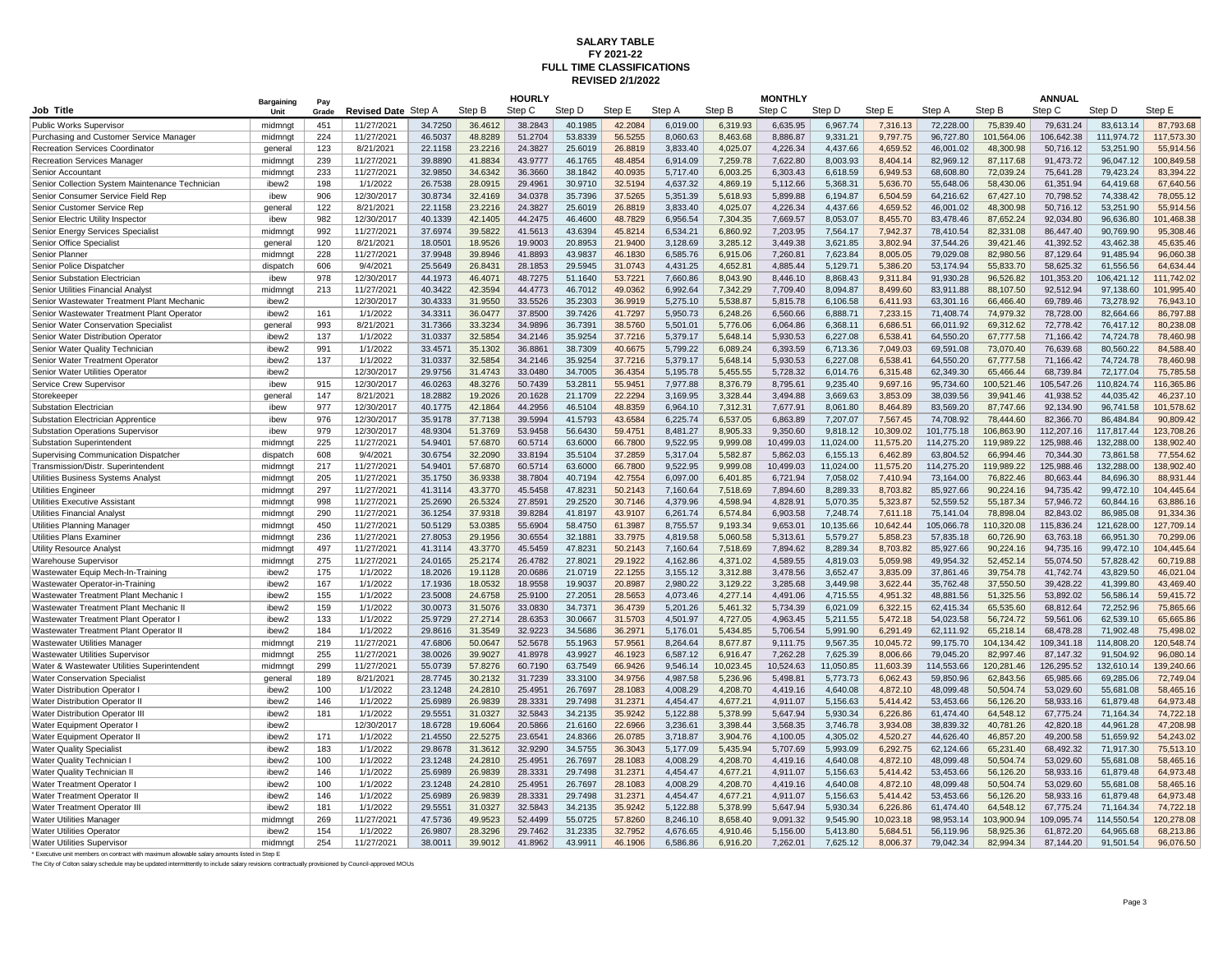**SALARY TABLE**
**FY 2021-22**
**FULL TIME CLASSIFICATIONS**
**REVISED 2/1/2022**

| Job Title | Bargaining Unit | Pay Grade | Revised Date | HOURLY Step A | Step B | Step C | Step D | Step E | MONTHLY Step A | Step B | Step C | Step D | Step E | ANNUAL Step A | Step B | Step C | Step D | Step E |
|---|---|---|---|---|---|---|---|---|---|---|---|---|---|---|---|---|---|---|
| Public Works Supervisor | midmngt | 451 | 11/27/2021 | 34.7250 | 36.4612 | 38.2843 | 40.1985 | 42.2084 | 6,019.00 | 6,319.93 | 6,635.95 | 6,967.74 | 7,316.13 | 72,228.00 | 75,839.40 | 79,631.24 | 83,613.14 | 87,793.68 |
| Purchasing and Customer Service Manager | midmngt | 224 | 11/27/2021 | 46.5037 | 48.8289 | 51.2704 | 53.8339 | 56.5255 | 8,060.63 | 8,463.68 | 8,886.87 | 9,331.21 | 9,797.75 | 96,727.80 | 101,564.06 | 106,642.38 | 111,974.72 | 117,573.30 |
| Recreation Services Coordinator | general | 123 | 8/21/2021 | 22.1158 | 23.2216 | 24.3827 | 25.6019 | 26.8819 | 3,833.40 | 4,025.07 | 4,226.34 | 4,437.66 | 4,659.52 | 46,001.02 | 48,300.98 | 50,716.12 | 53,251.90 | 55,914.56 |
| Recreation Services Manager | midmngt | 239 | 11/27/2021 | 39.8890 | 41.8834 | 43.9777 | 46.1765 | 48.4854 | 6,914.09 | 7,259.78 | 7,622.80 | 8,003.93 | 8,404.14 | 82,969.12 | 87,117.68 | 91,473.72 | 96,047.12 | 100,849.58 |
| Senior Accountant | midmngt | 233 | 11/27/2021 | 32.9850 | 34.6342 | 36.3660 | 38.1842 | 40.0935 | 5,717.40 | 6,003.25 | 6,303.43 | 6,618.59 | 6,949.53 | 68,608.80 | 72,039.24 | 75,641.28 | 79,423.24 | 83,394.22 |
| Senior Collection System Maintenance Technician | ibew2 | 198 | 1/1/2022 | 26.7538 | 28.0915 | 29.4961 | 30.9710 | 32.5194 | 4,637.32 | 4,869.19 | 5,112.66 | 5,368.31 | 5,636.70 | 55,648.06 | 58,430.06 | 61,351.94 | 64,419.68 | 67,640.56 |
| Senior Consumer Service Field Rep | ibew | 906 | 12/30/2017 | 30.8734 | 32.4169 | 34.0378 | 35.7396 | 37.5265 | 5,351.39 | 5,618.93 | 5,899.88 | 6,194.87 | 6,504.59 | 64,216.62 | 67,427.10 | 70,798.52 | 74,338.42 | 78,055.12 |
| Senior Customer Service Rep | general | 122 | 8/21/2021 | 22.1158 | 23.2216 | 24.3827 | 25.6019 | 26.8819 | 3,833.40 | 4,025.07 | 4,226.34 | 4,437.66 | 4,659.52 | 46,001.02 | 48,300.98 | 50,716.12 | 53,251.90 | 55,914.56 |
| Senior Electric Utility Inspector | ibew | 982 | 12/30/2017 | 40.1339 | 42.1405 | 44.2475 | 46.4600 | 48.7829 | 6,956.54 | 7,304.35 | 7,669.57 | 8,053.07 | 8,455.70 | 83,478.46 | 87,652.24 | 92,034.80 | 96,636.80 | 101,468.38 |
| Senior Energy Services Specialist | midmngt | 992 | 11/27/2021 | 37.6974 | 39.5822 | 41.5613 | 43.6394 | 45.8214 | 6,534.21 | 6,860.92 | 7,203.95 | 7,564.17 | 7,942.37 | 78,410.54 | 82,331.08 | 86,447.40 | 90,769.90 | 95,308.46 |
| Senior Office Specialist | general | 120 | 8/21/2021 | 18.0501 | 18.9526 | 19.9003 | 20.8953 | 21.9400 | 3,128.69 | 3,285.12 | 3,449.38 | 3,621.85 | 3,802.94 | 37,544.26 | 39,421.46 | 41,392.52 | 43,462.38 | 45,635.46 |
| Senior Planner | midmngt | 228 | 11/27/2021 | 37.9948 | 39.8946 | 41.8893 | 43.9837 | 46.1830 | 6,585.76 | 6,915.06 | 7,260.81 | 7,623.84 | 8,005.05 | 79,029.08 | 82,980.56 | 87,129.64 | 91,485.94 | 96,060.38 |
| Senior Police Dispatcher | dispatch | 606 | 9/4/2021 | 25.5649 | 26.8431 | 28.1853 | 29.5945 | 31.0743 | 4,431.25 | 4,652.81 | 4,885.44 | 5,129.71 | 5,386.20 | 53,174.94 | 55,833.70 | 58,625.32 | 61,556.56 | 64,634.44 |
| Senior Substation Electrician | ibew | 978 | 12/30/2017 | 44.1973 | 46.4071 | 48.7275 | 51.1640 | 53.7221 | 7,660.86 | 8,043.90 | 8,446.10 | 8,868.43 | 9,311.84 | 91,930.28 | 96,526.82 | 101,353.20 | 106,421.12 | 111,742.02 |
| Senior Utilities Financial Analyst | midmngt | 213 | 11/27/2021 | 40.3422 | 42.3594 | 44.4773 | 46.7012 | 49.0362 | 6,992.64 | 7,342.29 | 7,709.40 | 8,094.87 | 8,499.60 | 83,911.88 | 88,107.50 | 92,512.94 | 97,138.60 | 101,995.40 |
| Senior Wastewater Treatment Plant Mechanic | ibew2 | | 12/30/2017 | 30.4333 | 31.9550 | 33.5526 | 35.2303 | 36.9919 | 5,275.10 | 5,538.87 | 5,815.78 | 6,106.58 | 6,411.93 | 63,301.16 | 66,466.40 | 69,789.46 | 73,278.92 | 76,943.10 |
| Senior Wastewater Treatment Plant Operator | ibew2 | 161 | 1/1/2022 | 34.3311 | 36.0477 | 37.8500 | 39.7426 | 41.7297 | 5,950.73 | 6,248.26 | 6,560.66 | 6,888.71 | 7,233.15 | 71,408.74 | 74,979.32 | 78,728.00 | 82,664.66 | 86,797.88 |
| Senior Water Conservation Specialist | general | 993 | 8/21/2021 | 31.7366 | 33.3234 | 34.9896 | 36.7391 | 38.5760 | 5,501.01 | 5,776.06 | 6,064.86 | 6,368.11 | 6,686.51 | 66,011.92 | 69,312.62 | 72,778.42 | 76,417.12 | 80,238.08 |
| Senior Water Distribution Operator | ibew2 | 137 | 1/1/2022 | 31.0337 | 32.5854 | 34.2146 | 35.9254 | 37.7216 | 5,379.17 | 5,648.14 | 5,930.53 | 6,227.08 | 6,538.41 | 64,550.20 | 67,777.58 | 71,166.42 | 74,724.78 | 78,460.98 |
| Senior Water Quality Technician | ibew2 | 991 | 1/1/2022 | 33.4571 | 35.1302 | 36.8861 | 38.7309 | 40.6675 | 5,799.22 | 6,089.24 | 6,393.59 | 6,713.36 | 7,049.03 | 69,591.08 | 73,070.40 | 76,639.68 | 80,560.22 | 84,588.40 |
| Senior Water Treatment Operator | ibew2 | 137 | 1/1/2022 | 31.0337 | 32.5854 | 34.2146 | 35.9254 | 37.7216 | 5,379.17 | 5,648.14 | 5,930.53 | 6,227.08 | 6,538.41 | 64,550.20 | 67,777.58 | 71,166.42 | 74,724.78 | 78,460.98 |
| Senior Water Utilities Operator | ibew2 | | 12/30/2017 | 29.9756 | 31.4743 | 33.0480 | 34.7005 | 36.4354 | 5,195.78 | 5,455.55 | 5,728.32 | 6,014.76 | 6,315.48 | 62,349.30 | 65,466.44 | 68,739.84 | 72,177.04 | 75,785.58 |
| Service Crew Supervisor | ibew | 915 | 12/30/2017 | 46.0263 | 48.3276 | 50.7439 | 53.2811 | 55.9451 | 7,977.88 | 8,376.79 | 8,795.61 | 9,235.40 | 9,697.16 | 95,734.60 | 100,521.46 | 105,547.26 | 110,824.74 | 116,365.86 |
| Storekeeper | general | 147 | 8/21/2021 | 18.2882 | 19.2026 | 20.1628 | 21.1709 | 22.2294 | 3,169.95 | 3,328.44 | 3,494.88 | 3,669.63 | 3,853.09 | 38,039.56 | 39,941.46 | 41,938.52 | 44,035.42 | 46,237.10 |
| Substation Electrician | ibew | 977 | 12/30/2017 | 40.1775 | 42.1864 | 44.2956 | 46.5104 | 48.8359 | 6,964.10 | 7,312.31 | 7,677.91 | 8,061.80 | 8,464.89 | 83,569.20 | 87,747.66 | 92,134.90 | 96,741.58 | 101,578.62 |
| Substation Electrician Apprentice | ibew | 976 | 12/30/2017 | 35.9178 | 37.7138 | 39.5994 | 41.5793 | 43.6584 | 6,225.74 | 6,537.05 | 6,863.89 | 7,207.07 | 7,567.45 | 74,708.92 | 78,444.60 | 82,366.70 | 86,484.84 | 90,809.42 |
| Substation Operations Supervisor | ibew | 979 | 12/30/2017 | 48.9304 | 51.3769 | 53.9458 | 56.6430 | 59.4751 | 8,481.27 | 8,905.33 | 9,350.60 | 9,818.12 | 10,309.02 | 101,775.18 | 106,863.90 | 112,207.16 | 117,817.44 | 123,708.26 |
| Substation Superintendent | midmngt | 225 | 11/27/2021 | 54.9401 | 57.6870 | 60.5714 | 63.6000 | 66.7800 | 9,522.95 | 9,999.08 | 10,499.03 | 11,024.00 | 11,575.20 | 114,275.20 | 119,989.22 | 125,988.46 | 132,288.00 | 138,902.40 |
| Supervising Communication Dispatcher | dispatch | 608 | 9/4/2021 | 30.6754 | 32.2090 | 33.8194 | 35.5104 | 37.2859 | 5,317.04 | 5,582.87 | 5,862.03 | 6,155.13 | 6,462.89 | 63,804.52 | 66,994.46 | 70,344.30 | 73,861.58 | 77,554.62 |
| Transmission/Distr. Superintendent | midmngt | 217 | 11/27/2021 | 54.9401 | 57.6870 | 60.5714 | 63.6000 | 66.7800 | 9,522.95 | 9,999.08 | 10,499.03 | 11,024.00 | 11,575.20 | 114,275.20 | 119,989.22 | 125,988.46 | 132,288.00 | 138,902.40 |
| Utilities Business Systems Analyst | midmngt | 205 | 11/27/2021 | 35.1750 | 36.9338 | 38.7804 | 40.7194 | 42.7554 | 6,097.00 | 6,401.85 | 6,721.94 | 7,058.02 | 7,410.94 | 73,164.00 | 76,822.46 | 80,663.44 | 84,696.30 | 88,931.44 |
| Utilities Engineer | midmngt | 297 | 11/27/2021 | 41.3114 | 43.3770 | 45.5458 | 47.8231 | 50.2143 | 7,160.64 | 7,518.69 | 7,894.60 | 8,289.33 | 8,703.82 | 85,927.66 | 90,224.16 | 94,735.42 | 99,472.10 | 104,445.64 |
| Utilities Executive Assistant | midmngt | 998 | 11/27/2021 | 25.2690 | 26.5324 | 27.8591 | 29.2520 | 30.7146 | 4,379.96 | 4,598.94 | 4,828.91 | 5,070.35 | 5,323.87 | 52,559.52 | 55,187.34 | 57,946.72 | 60,844.16 | 63,886.16 |
| Utilities Financial Analyst | midmngt | 290 | 11/27/2021 | 36.1254 | 37.9318 | 39.8284 | 41.8197 | 43.9107 | 6,261.74 | 6,574.84 | 6,903.58 | 7,248.74 | 7,611.18 | 75,141.04 | 78,898.04 | 82,843.02 | 86,985.08 | 91,334.36 |
| Utilities Planning Manager | midmngt | 450 | 11/27/2021 | 50.5129 | 53.0385 | 55.6904 | 58.4750 | 61.3987 | 8,755.57 | 9,193.34 | 9,653.01 | 10,135.66 | 10,642.44 | 105,066.78 | 110,320.08 | 115,836.24 | 121,628.00 | 127,709.14 |
| Utilities Plans Examiner | midmngt | 236 | 11/27/2021 | 27.8053 | 29.1956 | 30.6554 | 32.1881 | 33.7975 | 4,819.58 | 5,060.58 | 5,313.61 | 5,579.27 | 5,858.23 | 57,835.18 | 60,726.90 | 63,763.18 | 66,951.30 | 70,299.06 |
| Utility Resource Analyst | midmngt | 497 | 11/27/2021 | 41.3114 | 43.3770 | 45.5459 | 47.8231 | 50.2143 | 7,160.64 | 7,518.69 | 7,894.62 | 8,289.34 | 8,703.82 | 85,927.66 | 90,224.16 | 94,735.16 | 99,472.10 | 104,445.64 |
| Warehouse Supervisor | midmngt | 275 | 11/27/2021 | 24.0165 | 25.2174 | 26.4782 | 27.8021 | 29.1922 | 4,162.86 | 4,371.02 | 4,589.55 | 4,819.03 | 5,059.98 | 49,954.32 | 52,452.14 | 55,074.50 | 57,828.42 | 60,719.88 |
| Wastewater Equip Mech-In-Training | ibew2 | 175 | 1/1/2022 | 18.2026 | 19.1128 | 20.0686 | 21.0719 | 22.1255 | 3,155.12 | 3,312.88 | 3,478.56 | 3,652.47 | 3,835.09 | 37,861.46 | 39,754.78 | 41,742.74 | 43,829.50 | 46,021.04 |
| Wastewater Operator-in-Training | ibew2 | 167 | 1/1/2022 | 17.1936 | 18.0532 | 18.9558 | 19.9037 | 20.8987 | 2,980.22 | 3,129.22 | 3,285.68 | 3,449.98 | 3,622.44 | 35,762.48 | 37,550.50 | 39,428.22 | 41,399.80 | 43,469.40 |
| Wastewater Treatment Plant Mechanic I | ibew2 | 155 | 1/1/2022 | 23.5008 | 24.6758 | 25.9100 | 27.2051 | 28.5653 | 4,073.46 | 4,277.14 | 4,491.06 | 4,715.55 | 4,951.32 | 48,881.56 | 51,325.56 | 53,892.02 | 56,586.14 | 59,415.72 |
| Wastewater Treatment Plant Mechanic II | ibew2 | 159 | 1/1/2022 | 30.0073 | 31.5076 | 33.0830 | 34.7371 | 36.4739 | 5,201.26 | 5,461.32 | 5,734.39 | 6,021.09 | 6,322.15 | 62,415.34 | 65,535.60 | 68,812.64 | 72,252.96 | 75,865.66 |
| Wastewater Treatment Plant Operator I | ibew2 | 133 | 1/1/2022 | 25.9729 | 27.2714 | 28.6353 | 30.0667 | 31.5703 | 4,501.97 | 4,727.05 | 4,963.45 | 5,211.55 | 5,472.18 | 54,023.58 | 56,724.72 | 59,561.06 | 62,539.10 | 65,665.86 |
| Wastewater Treatment Plant Operator II | ibew2 | 184 | 1/1/2022 | 29.8616 | 31.3549 | 32.9223 | 34.5686 | 36.2971 | 5,176.01 | 5,434.85 | 5,706.54 | 5,991.90 | 6,291.49 | 62,111.92 | 65,218.14 | 68,478.28 | 71,902.48 | 75,498.02 |
| Wastewater Utilities Manager | midmngt | 219 | 11/27/2021 | 47.6806 | 50.0647 | 52.5678 | 55.1963 | 57.9561 | 8,264.64 | 8,677.87 | 9,111.75 | 9,567.35 | 10,045.72 | 99,175.70 | 104,134.42 | 109,341.18 | 114,808.20 | 120,548.74 |
| Wastewater Utilities Supervisor | midmngt | 255 | 11/27/2021 | 38.0026 | 39.9027 | 41.8978 | 43.9927 | 46.1923 | 6,587.12 | 6,916.47 | 7,262.28 | 7,625.39 | 8,006.66 | 79,045.20 | 82,997.46 | 87,147.32 | 91,504.92 | 96,080.14 |
| Water & Wastewater Utilities Superintendent | midmngt | 299 | 11/27/2021 | 55.0739 | 57.8276 | 60.7190 | 63.7549 | 66.9426 | 9,546.14 | 10,023.45 | 10,524.63 | 11,050.85 | 11,603.39 | 114,553.66 | 120,281.46 | 126,295.52 | 132,610.14 | 139,240.66 |
| Water Conservation Specialist | general | 189 | 8/21/2021 | 28.7745 | 30.2132 | 31.7239 | 33.3100 | 34.9756 | 4,987.58 | 5,236.96 | 5,498.81 | 5,773.73 | 6,062.43 | 59,850.96 | 62,843.56 | 65,985.66 | 69,285.06 | 72,749.04 |
| Water Distribution Operator I | ibew2 | 100 | 1/1/2022 | 23.1248 | 24.2810 | 25.4951 | 26.7697 | 28.1083 | 4,008.29 | 4,208.70 | 4,419.16 | 4,640.08 | 4,872.10 | 48,099.48 | 50,504.74 | 53,029.60 | 55,681.08 | 58,465.16 |
| Water Distribution Operator II | ibew2 | 146 | 1/1/2022 | 25.6989 | 26.9839 | 28.3331 | 29.7498 | 31.2371 | 4,454.47 | 4,677.21 | 4,911.07 | 5,156.63 | 5,414.42 | 53,453.66 | 56,126.20 | 58,933.16 | 61,879.48 | 64,973.48 |
| Water Distribution Operator III | ibew2 | 181 | 1/1/2022 | 29.5551 | 31.0327 | 32.5843 | 34.2135 | 35.9242 | 5,122.88 | 5,378.99 | 5,647.94 | 5,930.34 | 6,226.86 | 61,474.40 | 64,548.12 | 67,775.24 | 71,164.34 | 74,722.18 |
| Water Equipment Operator I | ibew2 | | 12/30/2017 | 18.6728 | 19.6064 | 20.5866 | 21.6160 | 22.6966 | 3,236.61 | 3,398.44 | 3,568.35 | 3,746.78 | 3,934.08 | 38,839.32 | 40,781.26 | 42,820.18 | 44,961.28 | 47,208.98 |
| Water Equipment Operator II | ibew2 | 171 | 1/1/2022 | 21.4550 | 22.5275 | 23.6541 | 24.8366 | 26.0785 | 3,718.87 | 3,904.76 | 4,100.05 | 4,305.02 | 4,520.27 | 44,626.40 | 46,857.20 | 49,200.58 | 51,659.92 | 54,243.02 |
| Water Quality Specialist | ibew2 | 183 | 1/1/2022 | 29.8678 | 31.3612 | 32.9290 | 34.5755 | 36.3043 | 5,177.09 | 5,435.94 | 5,707.69 | 5,993.09 | 6,292.75 | 62,124.66 | 65,231.40 | 68,492.32 | 71,917.30 | 75,513.10 |
| Water Quality Technician I | ibew2 | 100 | 1/1/2022 | 23.1248 | 24.2810 | 25.4951 | 26.7697 | 28.1083 | 4,008.29 | 4,208.70 | 4,419.16 | 4,640.08 | 4,872.10 | 48,099.48 | 50,504.74 | 53,029.60 | 55,681.08 | 58,465.16 |
| Water Quality Technician II | ibew2 | 146 | 1/1/2022 | 25.6989 | 26.9839 | 28.3331 | 29.7498 | 31.2371 | 4,454.47 | 4,677.21 | 4,911.07 | 5,156.63 | 5,414.42 | 53,453.66 | 56,126.20 | 58,933.16 | 61,879.48 | 64,973.48 |
| Water Treatment Operator I | ibew2 | 100 | 1/1/2022 | 23.1248 | 24.2810 | 25.4951 | 26.7697 | 28.1083 | 4,008.29 | 4,208.70 | 4,419.16 | 4,640.08 | 4,872.10 | 48,099.48 | 50,504.74 | 53,029.60 | 55,681.08 | 58,465.16 |
| Water Treatment Operator II | ibew2 | 146 | 1/1/2022 | 25.6989 | 26.9839 | 28.3331 | 29.7498 | 31.2371 | 4,454.47 | 4,677.21 | 4,911.07 | 5,156.63 | 5,414.42 | 53,453.66 | 56,126.20 | 58,933.16 | 61,879.48 | 64,973.48 |
| Water Treatment Operator III | ibew2 | 181 | 1/1/2022 | 29.5551 | 31.0327 | 32.5843 | 34.2135 | 35.9242 | 5,122.88 | 5,378.99 | 5,647.94 | 5,930.34 | 6,226.86 | 61,474.40 | 64,548.12 | 67,775.24 | 71,164.34 | 74,722.18 |
| Water Utilities Manager | midmngt | 269 | 11/27/2021 | 47.5736 | 49.9523 | 52.4499 | 55.0725 | 57.8260 | 8,246.10 | 8,658.40 | 9,091.32 | 9,545.90 | 10,023.18 | 98,953.14 | 103,900.94 | 109,095.74 | 114,550.44 | 120,278.08 |
| Water Utilities Operator | ibew2 | 154 | 1/1/2022 | 26.9807 | 28.3296 | 29.7462 | 31.2335 | 32.7952 | 4,676.65 | 4,910.46 | 5,156.00 | 5,413.80 | 5,684.51 | 56,119.96 | 58,925.36 | 61,872.20 | 64,965.68 | 68,213.86 |
| Water Utilities Supervisor | midmngt | 254 | 11/27/2021 | 38.0011 | 39.9012 | 41.8962 | 43.9911 | 46.1906 | 6,586.86 | 6,916.20 | 7,262.01 | 7,625.12 | 8,006.37 | 79,042.34 | 82,994.34 | 87,144.20 | 91,501.54 | 96,076.50 |

* Executive unit members on contract with maximum allowable salary amounts listed in Step E

The City of Colton salary schedule may be updated intermittently to include salary revisions contractually provisioned by Council-approved MOUs